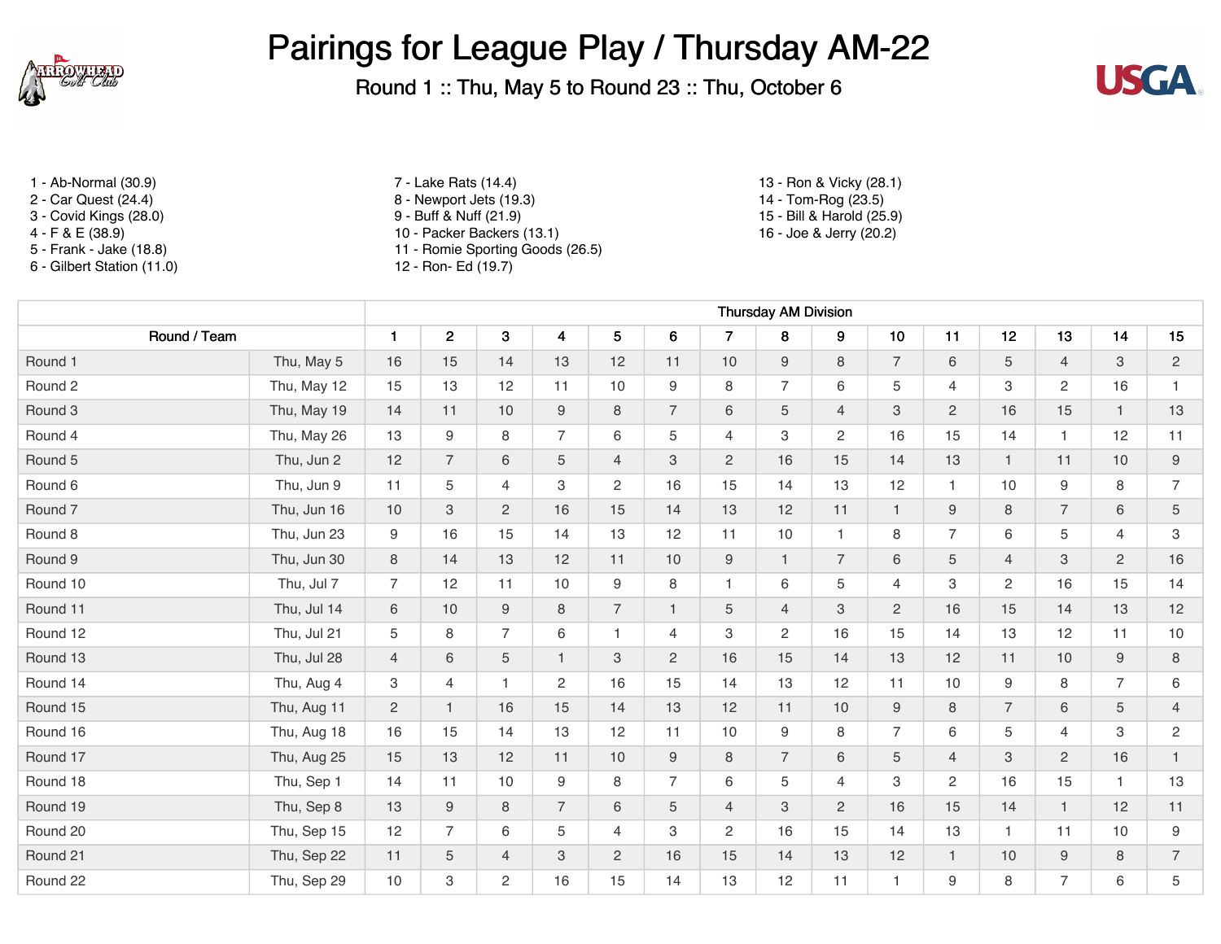# Pairings for League Play / Thursday AM-22

Round 1 :: Thu, May 5 to Round 23 :: Thu, October 6

1 - Ab-Normal (30.9)
2 - Car Quest (24.4)
3 - Covid Kings (28.0)
4 - F & E (38.9)
5 - Frank - Jake (18.8)
6 - Gilbert Station (11.0)
7 - Lake Rats (14.4)
8 - Newport Jets (19.3)
9 - Buff & Nuff (21.9)
10 - Packer Backers (13.1)
11 - Romie Sporting Goods (26.5)
12 - Ron- Ed (19.7)
13 - Ron & Vicky (28.1)
14 - Tom-Rog (23.5)
15 - Bill & Harold (25.9)
16 - Joe & Jerry (20.2)

| | | Thursday AM Division | | | | | | | | | | | | | | |
|---|---|---|---|---|---|---|---|---|---|---|---|---|---|---|---|---|
| Round / Team | | 1 | 2 | 3 | 4 | 5 | 6 | 7 | 8 | 9 | 10 | 11 | 12 | 13 | 14 | 15 |
| Round 1 | Thu, May 5 | 16 | 15 | 14 | 13 | 12 | 11 | 10 | 9 | 8 | 7 | 6 | 5 | 4 | 3 | 2 |
| Round 2 | Thu, May 12 | 15 | 13 | 12 | 11 | 10 | 9 | 8 | 7 | 6 | 5 | 4 | 3 | 2 | 16 | 1 |
| Round 3 | Thu, May 19 | 14 | 11 | 10 | 9 | 8 | 7 | 6 | 5 | 4 | 3 | 2 | 16 | 15 | 1 | 13 |
| Round 4 | Thu, May 26 | 13 | 9 | 8 | 7 | 6 | 5 | 4 | 3 | 2 | 16 | 15 | 14 | 1 | 12 | 11 |
| Round 5 | Thu, Jun 2 | 12 | 7 | 6 | 5 | 4 | 3 | 2 | 16 | 15 | 14 | 13 | 1 | 11 | 10 | 9 |
| Round 6 | Thu, Jun 9 | 11 | 5 | 4 | 3 | 2 | 16 | 15 | 14 | 13 | 12 | 1 | 10 | 9 | 8 | 7 |
| Round 7 | Thu, Jun 16 | 10 | 3 | 2 | 16 | 15 | 14 | 13 | 12 | 11 | 1 | 9 | 8 | 7 | 6 | 5 |
| Round 8 | Thu, Jun 23 | 9 | 16 | 15 | 14 | 13 | 12 | 11 | 10 | 1 | 8 | 7 | 6 | 5 | 4 | 3 |
| Round 9 | Thu, Jun 30 | 8 | 14 | 13 | 12 | 11 | 10 | 9 | 1 | 7 | 6 | 5 | 4 | 3 | 2 | 16 |
| Round 10 | Thu, Jul 7 | 7 | 12 | 11 | 10 | 9 | 8 | 1 | 6 | 5 | 4 | 3 | 2 | 16 | 15 | 14 |
| Round 11 | Thu, Jul 14 | 6 | 10 | 9 | 8 | 7 | 1 | 5 | 4 | 3 | 2 | 16 | 15 | 14 | 13 | 12 |
| Round 12 | Thu, Jul 21 | 5 | 8 | 7 | 6 | 1 | 4 | 3 | 2 | 16 | 15 | 14 | 13 | 12 | 11 | 10 |
| Round 13 | Thu, Jul 28 | 4 | 6 | 5 | 1 | 3 | 2 | 16 | 15 | 14 | 13 | 12 | 11 | 10 | 9 | 8 |
| Round 14 | Thu, Aug 4 | 3 | 4 | 1 | 2 | 16 | 15 | 14 | 13 | 12 | 11 | 10 | 9 | 8 | 7 | 6 |
| Round 15 | Thu, Aug 11 | 2 | 1 | 16 | 15 | 14 | 13 | 12 | 11 | 10 | 9 | 8 | 7 | 6 | 5 | 4 |
| Round 16 | Thu, Aug 18 | 16 | 15 | 14 | 13 | 12 | 11 | 10 | 9 | 8 | 7 | 6 | 5 | 4 | 3 | 2 |
| Round 17 | Thu, Aug 25 | 15 | 13 | 12 | 11 | 10 | 9 | 8 | 7 | 6 | 5 | 4 | 3 | 2 | 16 | 1 |
| Round 18 | Thu, Sep 1 | 14 | 11 | 10 | 9 | 8 | 7 | 6 | 5 | 4 | 3 | 2 | 16 | 15 | 1 | 13 |
| Round 19 | Thu, Sep 8 | 13 | 9 | 8 | 7 | 6 | 5 | 4 | 3 | 2 | 16 | 15 | 14 | 1 | 12 | 11 |
| Round 20 | Thu, Sep 15 | 12 | 7 | 6 | 5 | 4 | 3 | 2 | 16 | 15 | 14 | 13 | 1 | 11 | 10 | 9 |
| Round 21 | Thu, Sep 22 | 11 | 5 | 4 | 3 | 2 | 16 | 15 | 14 | 13 | 12 | 1 | 10 | 9 | 8 | 7 |
| Round 22 | Thu, Sep 29 | 10 | 3 | 2 | 16 | 15 | 14 | 13 | 12 | 11 | 1 | 9 | 8 | 7 | 6 | 5 |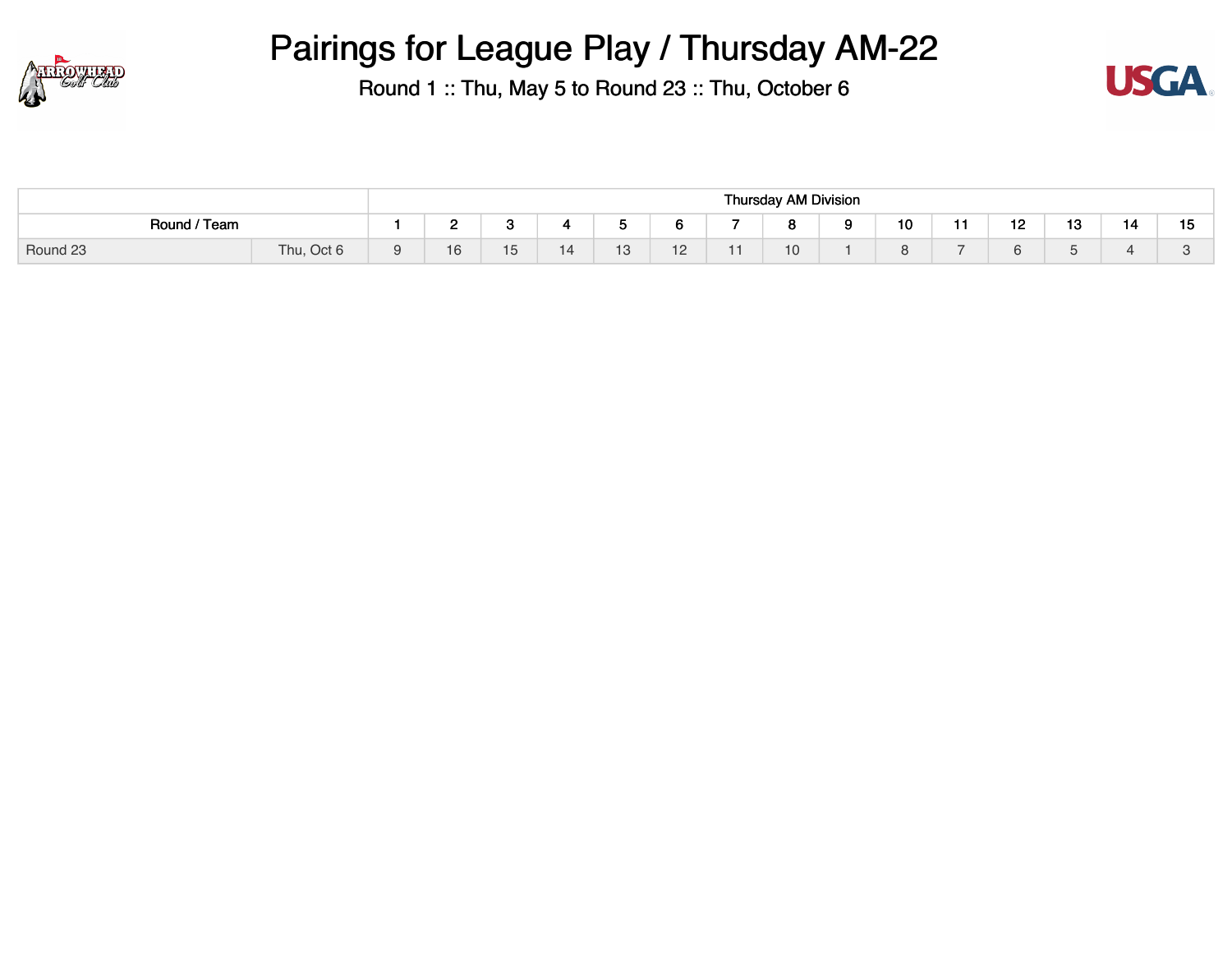# Pairings for League Play / Thursday AM-22

Round 1 :: Thu, May 5 to Round 23 :: Thu, October 6

| | | Thursday AM Division | | | | | | | | | | | | | | |
|---|---|---|---|---|---|---|---|---|---|---|---|---|---|---|---|---|
| Round / Team | | 1 | 2 | 3 | 4 | 5 | 6 | 7 | 8 | 9 | 10 | 11 | 12 | 13 | 14 | 15 |
| Round 23 | Thu, Oct 6 | 9 | 16 | 15 | 14 | 13 | 12 | 11 | 10 | 1 | 8 | 7 | 6 | 5 | 4 | 3 |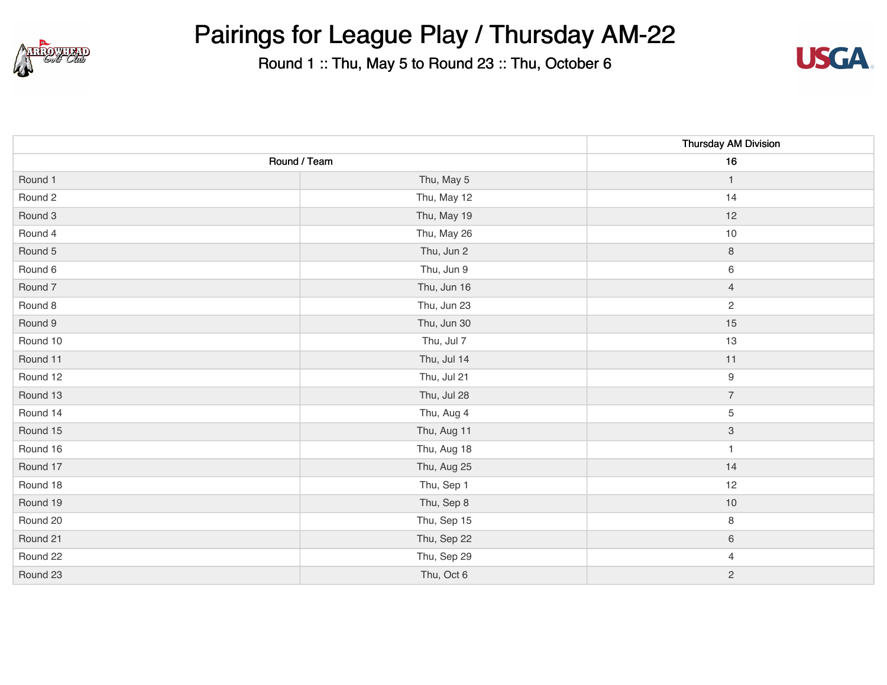# Pairings for League Play / Thursday AM-22

Round 1 :: Thu, May 5 to Round 23 :: Thu, October 6

| | | Thursday AM Division |
|---|---|---|
| Round / Team | | 16 |
| Round 1 | Thu, May 5 | 1 |
| Round 2 | Thu, May 12 | 14 |
| Round 3 | Thu, May 19 | 12 |
| Round 4 | Thu, May 26 | 10 |
| Round 5 | Thu, Jun 2 | 8 |
| Round 6 | Thu, Jun 9 | 6 |
| Round 7 | Thu, Jun 16 | 4 |
| Round 8 | Thu, Jun 23 | 2 |
| Round 9 | Thu, Jun 30 | 15 |
| Round 10 | Thu, Jul 7 | 13 |
| Round 11 | Thu, Jul 14 | 11 |
| Round 12 | Thu, Jul 21 | 9 |
| Round 13 | Thu, Jul 28 | 7 |
| Round 14 | Thu, Aug 4 | 5 |
| Round 15 | Thu, Aug 11 | 3 |
| Round 16 | Thu, Aug 18 | 1 |
| Round 17 | Thu, Aug 25 | 14 |
| Round 18 | Thu, Sep 1 | 12 |
| Round 19 | Thu, Sep 8 | 10 |
| Round 20 | Thu, Sep 15 | 8 |
| Round 21 | Thu, Sep 22 | 6 |
| Round 22 | Thu, Sep 29 | 4 |
| Round 23 | Thu, Oct 6 | 2 |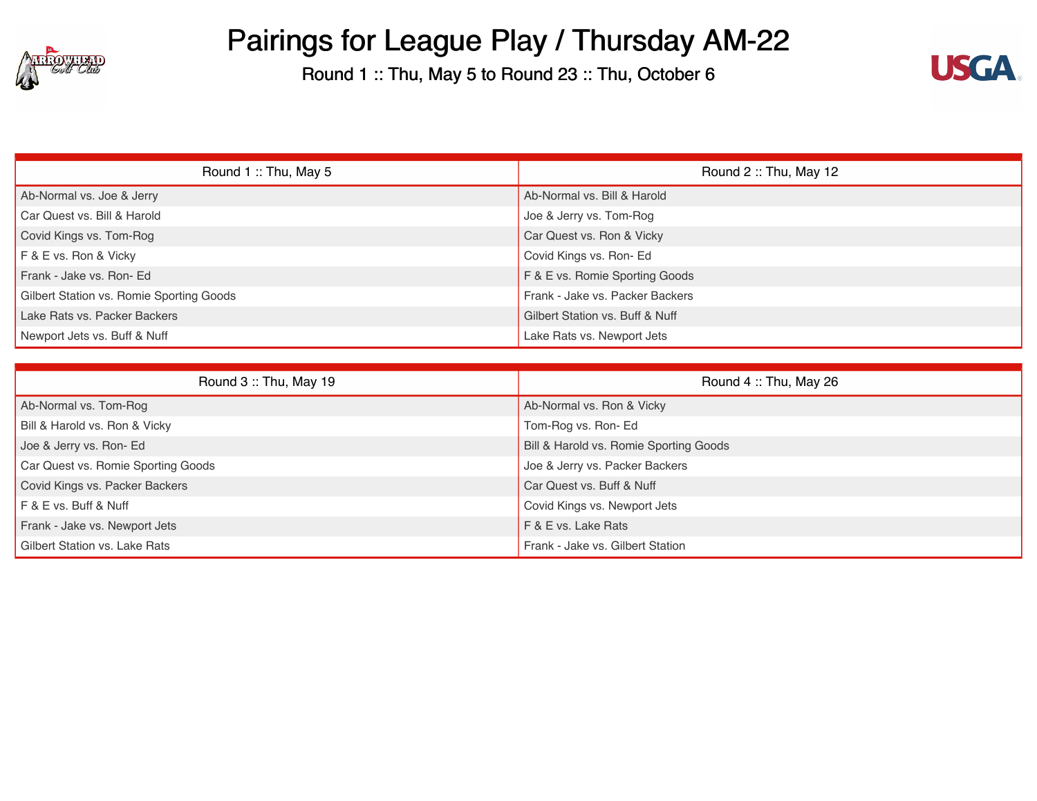# Pairings for League Play / Thursday AM-22

Round 1 :: Thu, May 5 to Round 23 :: Thu, October 6

| Round 1 :: Thu, May 5 | Round 2 :: Thu, May 12 |
|---|---|
| Ab-Normal vs. Joe & Jerry | Ab-Normal vs. Bill & Harold |
| Car Quest vs. Bill & Harold | Joe & Jerry vs. Tom-Rog |
| Covid Kings vs. Tom-Rog | Car Quest vs. Ron & Vicky |
| F & E vs. Ron & Vicky | Covid Kings vs. Ron- Ed |
| Frank - Jake vs. Ron- Ed | F & E vs. Romie Sporting Goods |
| Gilbert Station vs. Romie Sporting Goods | Frank - Jake vs. Packer Backers |
| Lake Rats vs. Packer Backers | Gilbert Station vs. Buff & Nuff |
| Newport Jets vs. Buff & Nuff | Lake Rats vs. Newport Jets |

| Round 3 :: Thu, May 19 | Round 4 :: Thu, May 26 |
|---|---|
| Ab-Normal vs. Tom-Rog | Ab-Normal vs. Ron & Vicky |
| Bill & Harold vs. Ron & Vicky | Tom-Rog vs. Ron- Ed |
| Joe & Jerry vs. Ron- Ed | Bill & Harold vs. Romie Sporting Goods |
| Car Quest vs. Romie Sporting Goods | Joe & Jerry vs. Packer Backers |
| Covid Kings vs. Packer Backers | Car Quest vs. Buff & Nuff |
| F & E vs. Buff & Nuff | Covid Kings vs. Newport Jets |
| Frank - Jake vs. Newport Jets | F & E vs. Lake Rats |
| Gilbert Station vs. Lake Rats | Frank - Jake vs. Gilbert Station |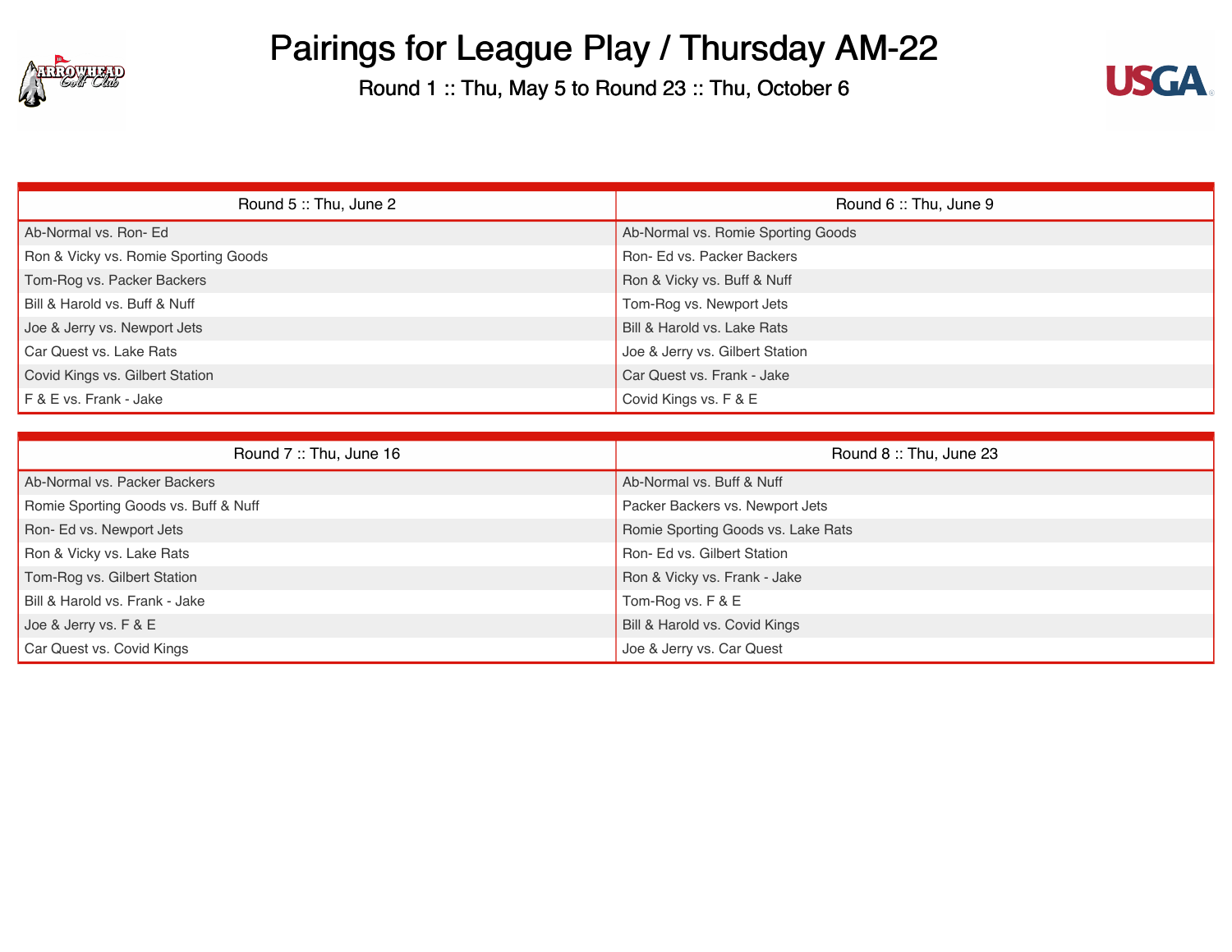# Pairings for League Play / Thursday AM-22

Round 1 :: Thu, May 5 to Round 23 :: Thu, October 6

| Round 5 :: Thu, June 2 | Round 6 :: Thu, June 9 |
|---|---|
| Ab-Normal vs. Ron- Ed | Ab-Normal vs. Romie Sporting Goods |
| Ron & Vicky vs. Romie Sporting Goods | Ron- Ed vs. Packer Backers |
| Tom-Rog vs. Packer Backers | Ron & Vicky vs. Buff & Nuff |
| Bill & Harold vs. Buff & Nuff | Tom-Rog vs. Newport Jets |
| Joe & Jerry vs. Newport Jets | Bill & Harold vs. Lake Rats |
| Car Quest vs. Lake Rats | Joe & Jerry vs. Gilbert Station |
| Covid Kings vs. Gilbert Station | Car Quest vs. Frank - Jake |
| F & E vs. Frank - Jake | Covid Kings vs. F & E |

| Round 7 :: Thu, June 16 | Round 8 :: Thu, June 23 |
|---|---|
| Ab-Normal vs. Packer Backers | Ab-Normal vs. Buff & Nuff |
| Romie Sporting Goods vs. Buff & Nuff | Packer Backers vs. Newport Jets |
| Ron- Ed vs. Newport Jets | Romie Sporting Goods vs. Lake Rats |
| Ron & Vicky vs. Lake Rats | Ron- Ed vs. Gilbert Station |
| Tom-Rog vs. Gilbert Station | Ron & Vicky vs. Frank - Jake |
| Bill & Harold vs. Frank - Jake | Tom-Rog vs. F & E |
| Joe & Jerry vs. F & E | Bill & Harold vs. Covid Kings |
| Car Quest vs. Covid Kings | Joe & Jerry vs. Car Quest |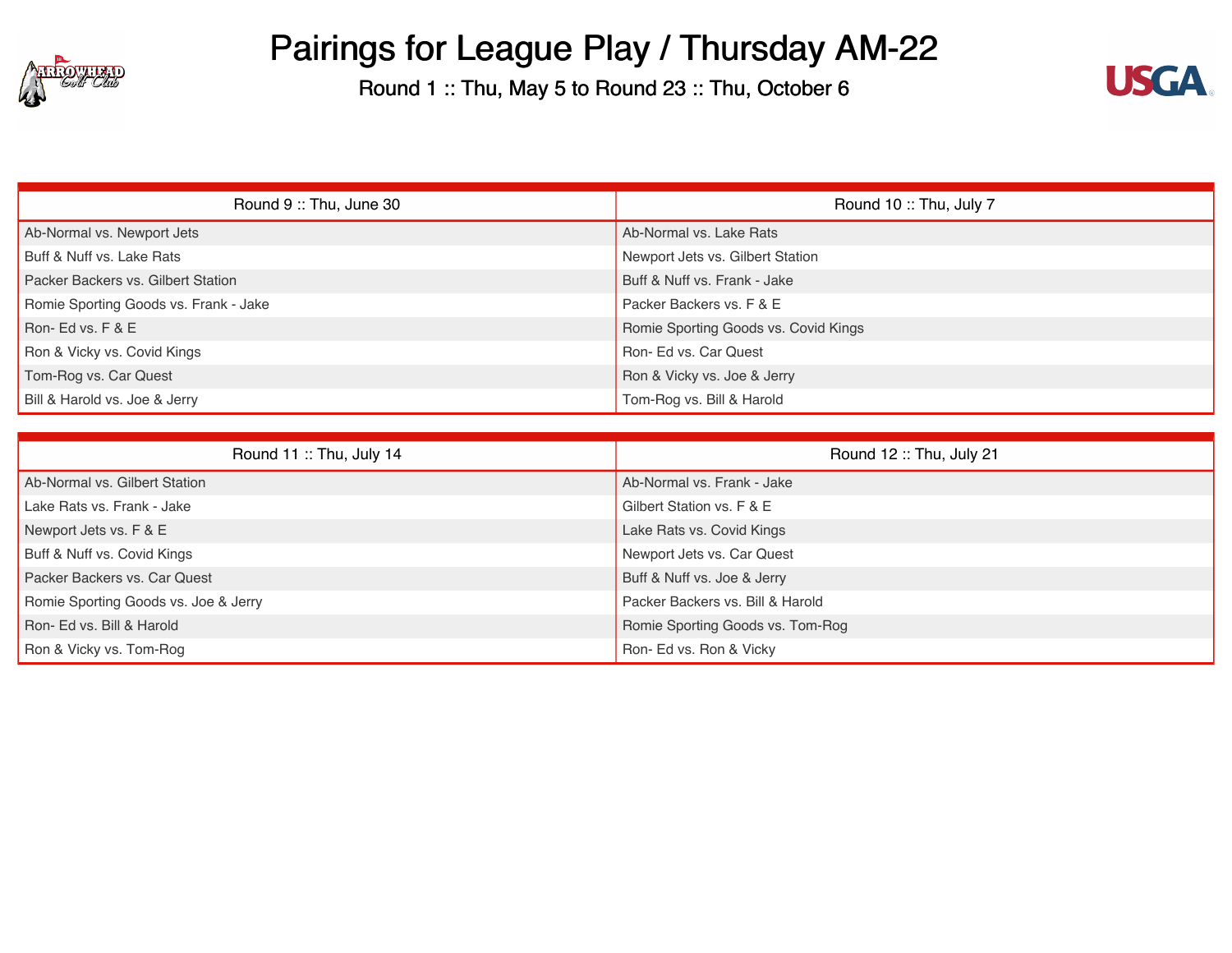# Pairings for League Play / Thursday AM-22

Round 1 :: Thu, May 5 to Round 23 :: Thu, October 6

| Round 9 :: Thu, June 30 | Round 10 :: Thu, July 7 |
|---|---|
| Ab-Normal vs. Newport Jets | Ab-Normal vs. Lake Rats |
| Buff & Nuff vs. Lake Rats | Newport Jets vs. Gilbert Station |
| Packer Backers vs. Gilbert Station | Buff & Nuff vs. Frank - Jake |
| Romie Sporting Goods vs. Frank - Jake | Packer Backers vs. F & E |
| Ron- Ed vs. F & E | Romie Sporting Goods vs. Covid Kings |
| Ron & Vicky vs. Covid Kings | Ron- Ed vs. Car Quest |
| Tom-Rog vs. Car Quest | Ron & Vicky vs. Joe & Jerry |
| Bill & Harold vs. Joe & Jerry | Tom-Rog vs. Bill & Harold |

| Round 11 :: Thu, July 14 | Round 12 :: Thu, July 21 |
|---|---|
| Ab-Normal vs. Gilbert Station | Ab-Normal vs. Frank - Jake |
| Lake Rats vs. Frank - Jake | Gilbert Station vs. F & E |
| Newport Jets vs. F & E | Lake Rats vs. Covid Kings |
| Buff & Nuff vs. Covid Kings | Newport Jets vs. Car Quest |
| Packer Backers vs. Car Quest | Buff & Nuff vs. Joe & Jerry |
| Romie Sporting Goods vs. Joe & Jerry | Packer Backers vs. Bill & Harold |
| Ron- Ed vs. Bill & Harold | Romie Sporting Goods vs. Tom-Rog |
| Ron & Vicky vs. Tom-Rog | Ron- Ed vs. Ron & Vicky |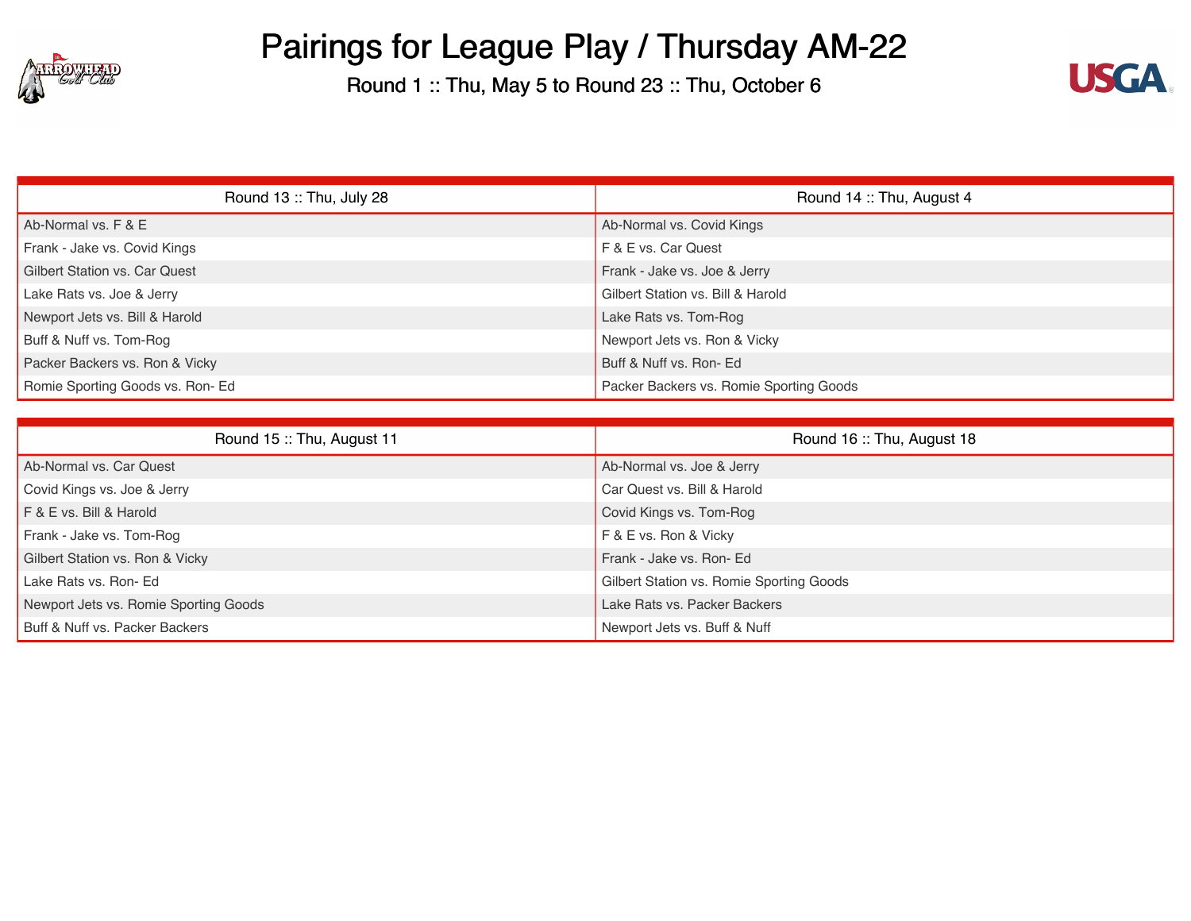# Pairings for League Play / Thursday AM-22

Round 1 :: Thu, May 5 to Round 23 :: Thu, October 6

| Round 13 :: Thu, July 28 | Round 14 :: Thu, August 4 |
|---|---|
| Ab-Normal vs. F & E | Ab-Normal vs. Covid Kings |
| Frank - Jake vs. Covid Kings | F & E vs. Car Quest |
| Gilbert Station vs. Car Quest | Frank - Jake vs. Joe & Jerry |
| Lake Rats vs. Joe & Jerry | Gilbert Station vs. Bill & Harold |
| Newport Jets vs. Bill & Harold | Lake Rats vs. Tom-Rog |
| Buff & Nuff vs. Tom-Rog | Newport Jets vs. Ron & Vicky |
| Packer Backers vs. Ron & Vicky | Buff & Nuff vs. Ron- Ed |
| Romie Sporting Goods vs. Ron- Ed | Packer Backers vs. Romie Sporting Goods |

| Round 15 :: Thu, August 11 | Round 16 :: Thu, August 18 |
|---|---|
| Ab-Normal vs. Car Quest | Ab-Normal vs. Joe & Jerry |
| Covid Kings vs. Joe & Jerry | Car Quest vs. Bill & Harold |
| F & E vs. Bill & Harold | Covid Kings vs. Tom-Rog |
| Frank - Jake vs. Tom-Rog | F & E vs. Ron & Vicky |
| Gilbert Station vs. Ron & Vicky | Frank - Jake vs. Ron- Ed |
| Lake Rats vs. Ron- Ed | Gilbert Station vs. Romie Sporting Goods |
| Newport Jets vs. Romie Sporting Goods | Lake Rats vs. Packer Backers |
| Buff & Nuff vs. Packer Backers | Newport Jets vs. Buff & Nuff |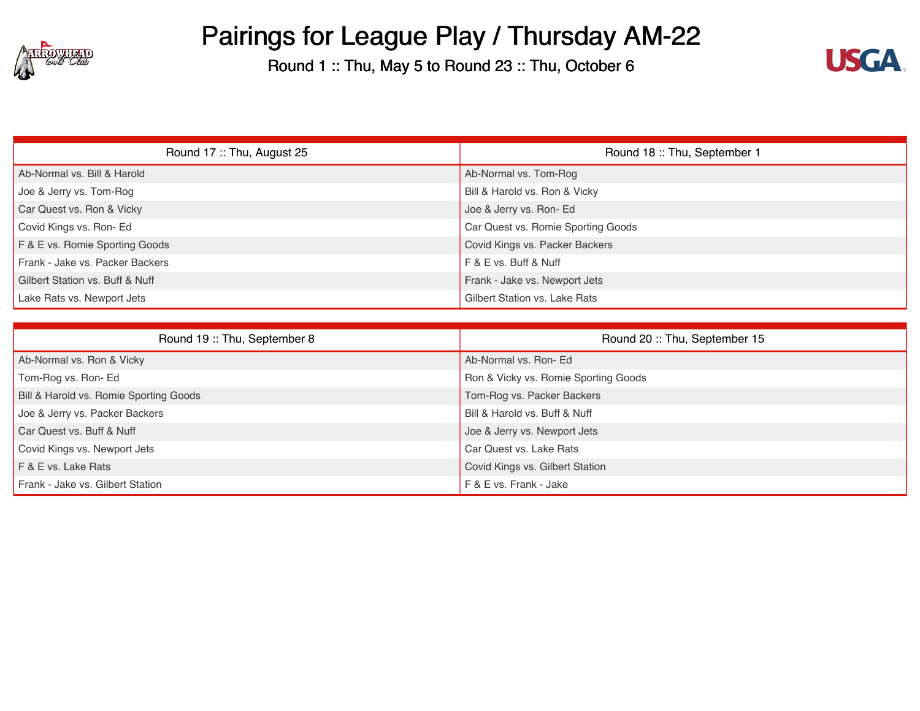# Pairings for League Play / Thursday AM-22

Round 1 :: Thu, May 5 to Round 23 :: Thu, October 6

| Round 17 :: Thu, August 25 | Round 18 :: Thu, September 1 |
|---|---|
| Ab-Normal vs. Bill & Harold | Ab-Normal vs. Tom-Rog |
| Joe & Jerry vs. Tom-Rog | Bill & Harold vs. Ron & Vicky |
| Car Quest vs. Ron & Vicky | Joe & Jerry vs. Ron- Ed |
| Covid Kings vs. Ron- Ed | Car Quest vs. Romie Sporting Goods |
| F & E vs. Romie Sporting Goods | Covid Kings vs. Packer Backers |
| Frank - Jake vs. Packer Backers | F & E vs. Buff & Nuff |
| Gilbert Station vs. Buff & Nuff | Frank - Jake vs. Newport Jets |
| Lake Rats vs. Newport Jets | Gilbert Station vs. Lake Rats |

| Round 19 :: Thu, September 8 | Round 20 :: Thu, September 15 |
|---|---|
| Ab-Normal vs. Ron & Vicky | Ab-Normal vs. Ron- Ed |
| Tom-Rog vs. Ron- Ed | Ron & Vicky vs. Romie Sporting Goods |
| Bill & Harold vs. Romie Sporting Goods | Tom-Rog vs. Packer Backers |
| Joe & Jerry vs. Packer Backers | Bill & Harold vs. Buff & Nuff |
| Car Quest vs. Buff & Nuff | Joe & Jerry vs. Newport Jets |
| Covid Kings vs. Newport Jets | Car Quest vs. Lake Rats |
| F & E vs. Lake Rats | Covid Kings vs. Gilbert Station |
| Frank - Jake vs. Gilbert Station | F & E vs. Frank - Jake |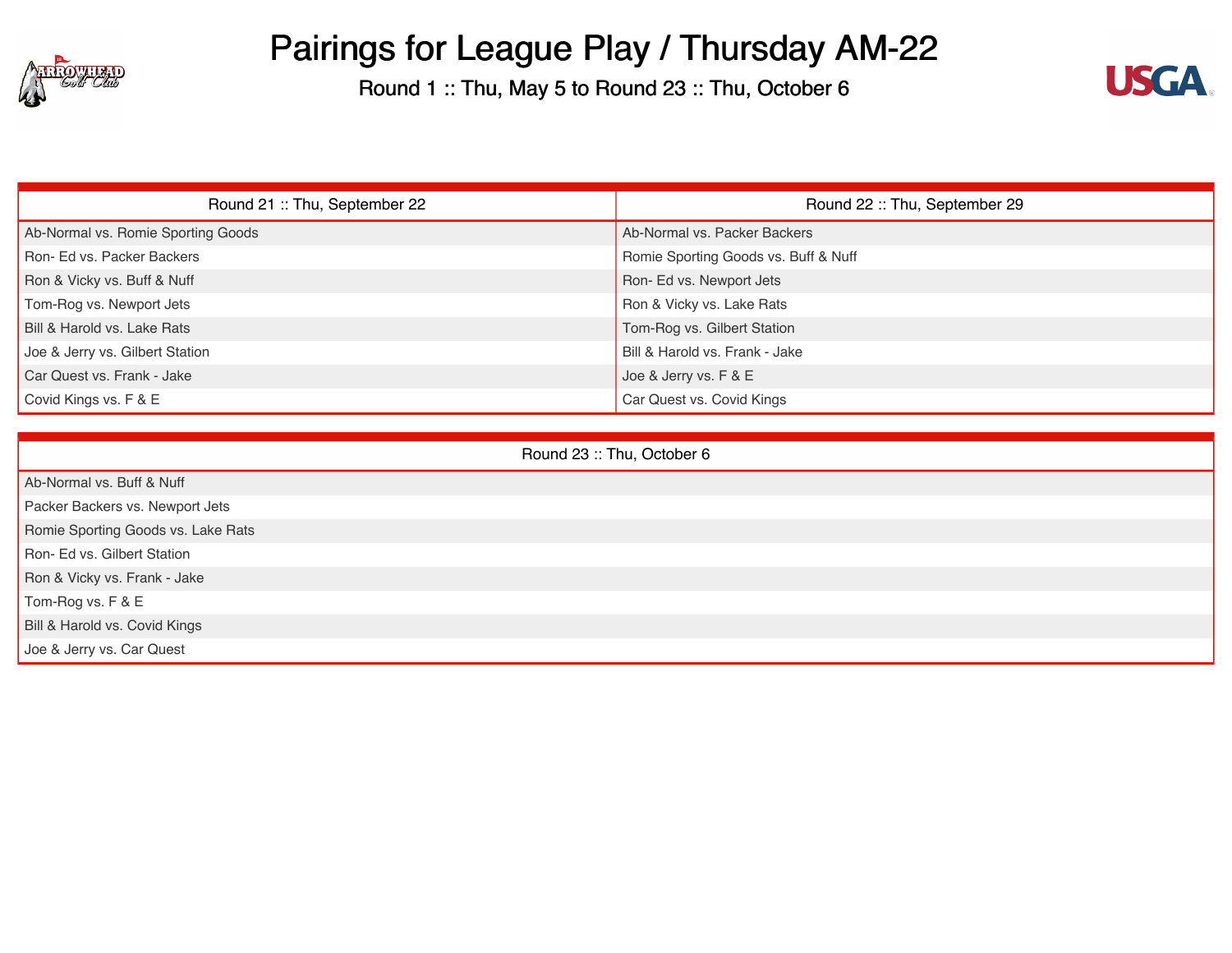# Pairings for League Play / Thursday AM-22

Round 1 :: Thu, May 5 to Round 23 :: Thu, October 6

| Round 21 :: Thu, September 22 | Round 22 :: Thu, September 29 |
|---|---|
| Ab-Normal vs. Romie Sporting Goods | Ab-Normal vs. Packer Backers |
| Ron- Ed vs. Packer Backers | Romie Sporting Goods vs. Buff & Nuff |
| Ron & Vicky vs. Buff & Nuff | Ron- Ed vs. Newport Jets |
| Tom-Rog vs. Newport Jets | Ron & Vicky vs. Lake Rats |
| Bill & Harold vs. Lake Rats | Tom-Rog vs. Gilbert Station |
| Joe & Jerry vs. Gilbert Station | Bill & Harold vs. Frank - Jake |
| Car Quest vs. Frank - Jake | Joe & Jerry vs. F & E |
| Covid Kings vs. F & E | Car Quest vs. Covid Kings |

| Round 23 :: Thu, October 6 |
|---|
| Ab-Normal vs. Buff & Nuff |
| Packer Backers vs. Newport Jets |
| Romie Sporting Goods vs. Lake Rats |
| Ron- Ed vs. Gilbert Station |
| Ron & Vicky vs. Frank - Jake |
| Tom-Rog vs. F & E |
| Bill & Harold vs. Covid Kings |
| Joe & Jerry vs. Car Quest |